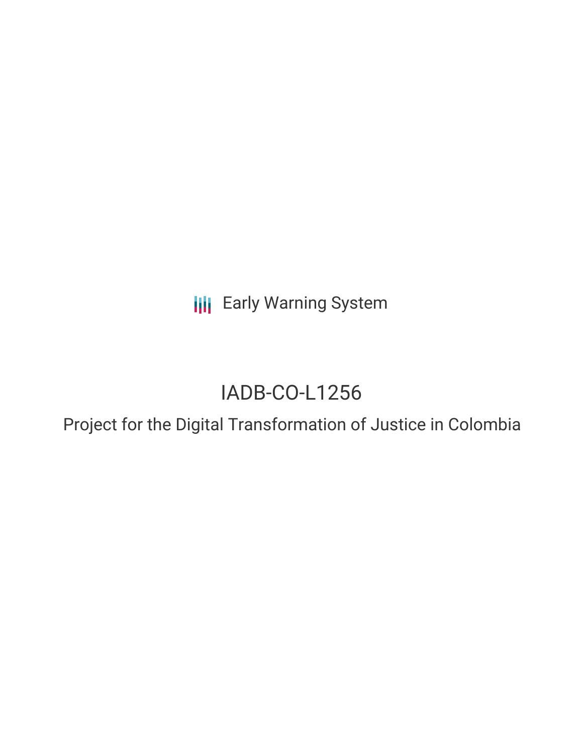Early Warning System

# IADB-CO-L1256

## Project for the Digital Transformation of Justice in Colombia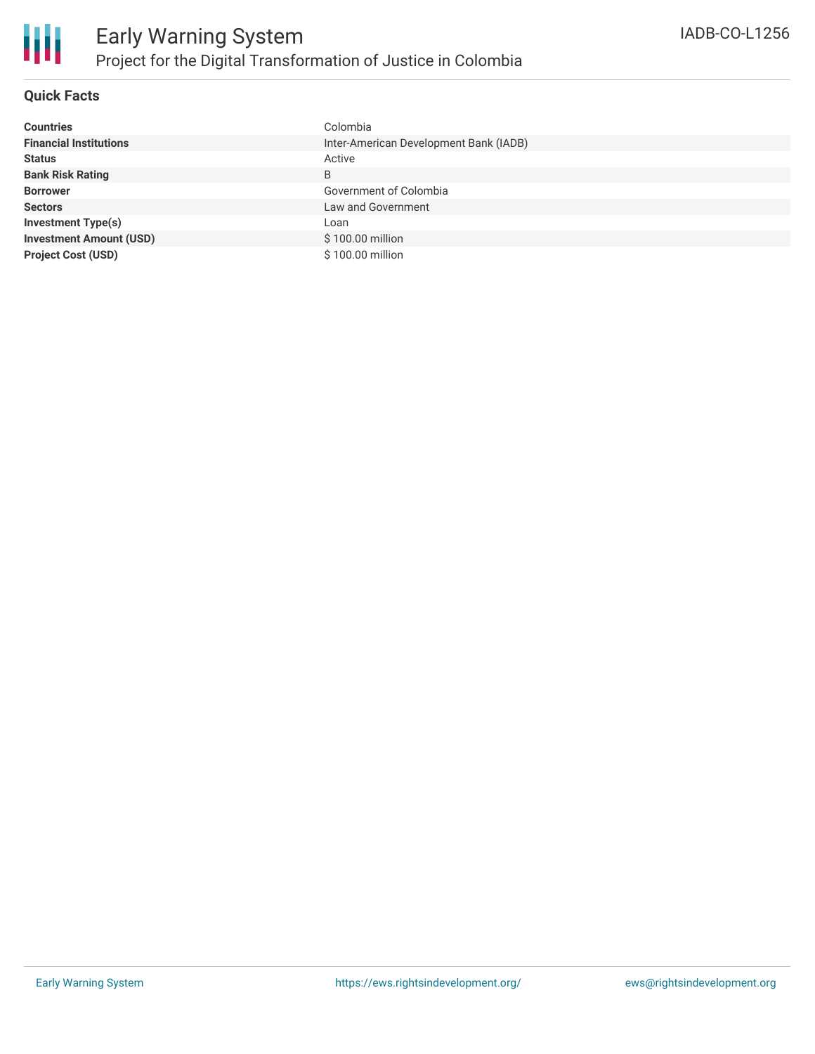## Quick Facts

| | |
|---|---|
| **Countries** | Colombia |
| **Financial Institutions** | Inter-American Development Bank (IADB) |
| **Status** | Active |
| **Bank Risk Rating** | B |
| **Borrower** | Government of Colombia |
| **Sectors** | Law and Government |
| **Investment Type(s)** | Loan |
| **Investment Amount (USD)** | $ 100.00 million |
| **Project Cost (USD)** | $ 100.00 million |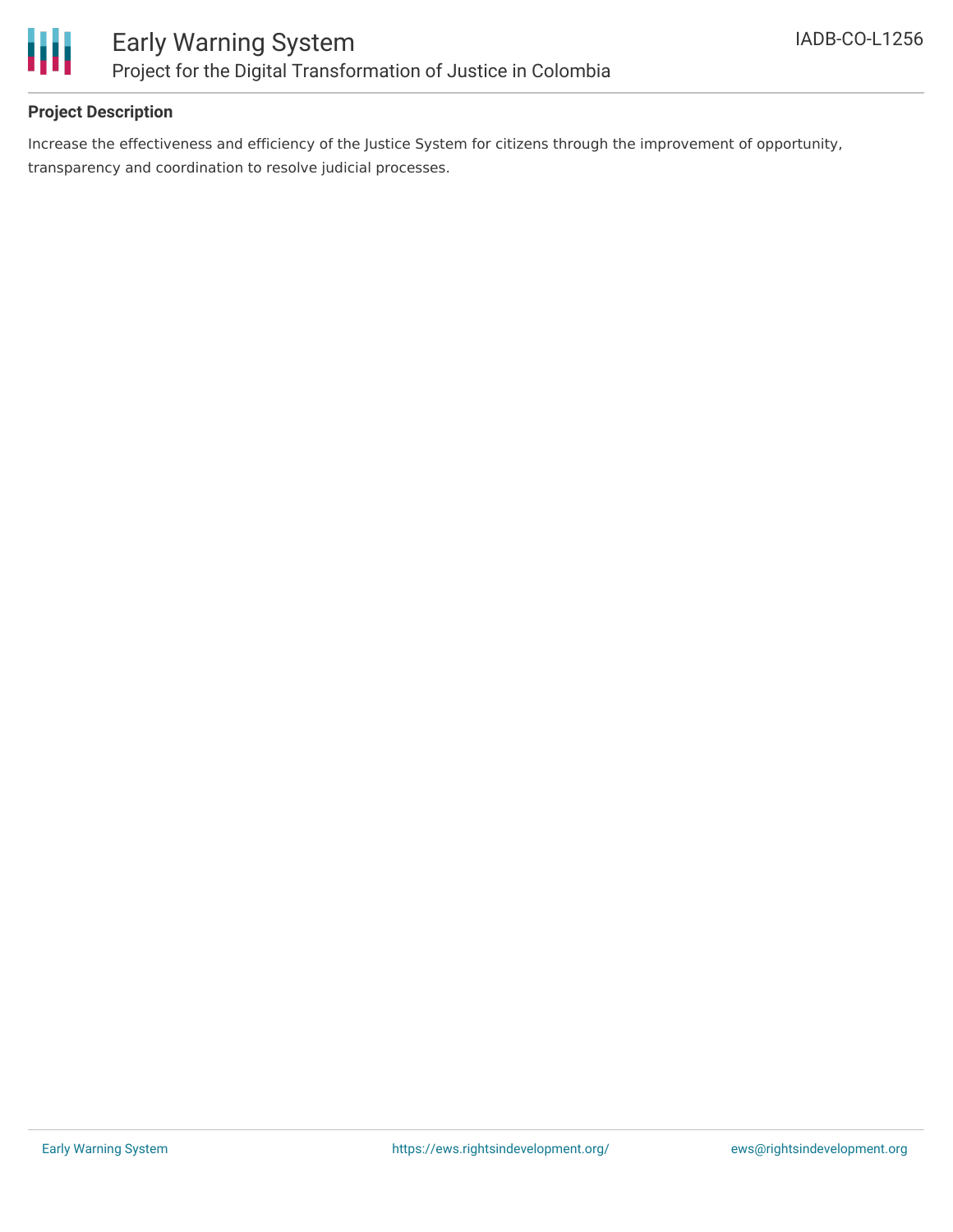## Project Description

Increase the effectiveness and efficiency of the Justice System for citizens through the improvement of opportunity, transparency and coordination to resolve judicial processes.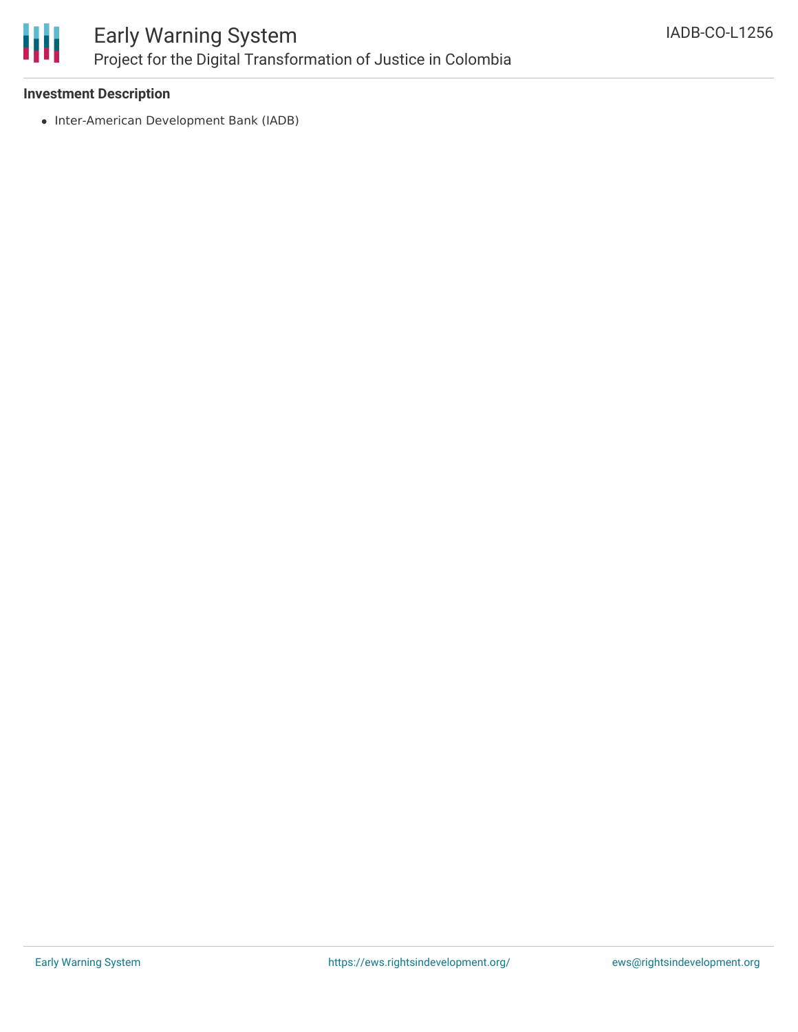**Investment Description**

- Inter-American Development Bank (IADB)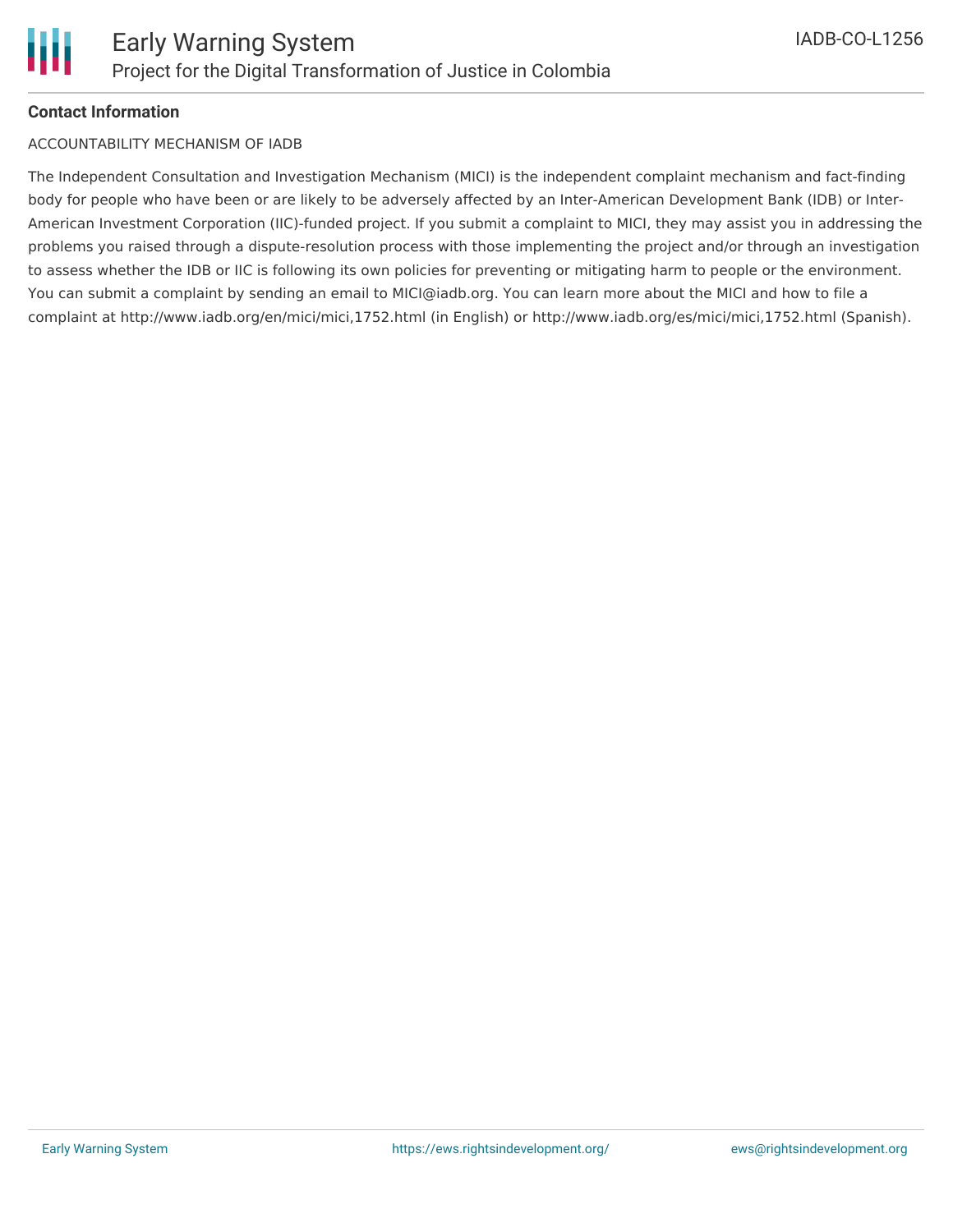**Contact Information**

ACCOUNTABILITY MECHANISM OF IADB

The Independent Consultation and Investigation Mechanism (MICI) is the independent complaint mechanism and fact-finding body for people who have been or are likely to be adversely affected by an Inter-American Development Bank (IDB) or Inter-American Investment Corporation (IIC)-funded project. If you submit a complaint to MICI, they may assist you in addressing the problems you raised through a dispute-resolution process with those implementing the project and/or through an investigation to assess whether the IDB or IIC is following its own policies for preventing or mitigating harm to people or the environment. You can submit a complaint by sending an email to MICI@iadb.org. You can learn more about the MICI and how to file a complaint at http://www.iadb.org/en/mici/mici,1752.html (in English) or http://www.iadb.org/es/mici/mici,1752.html (Spanish).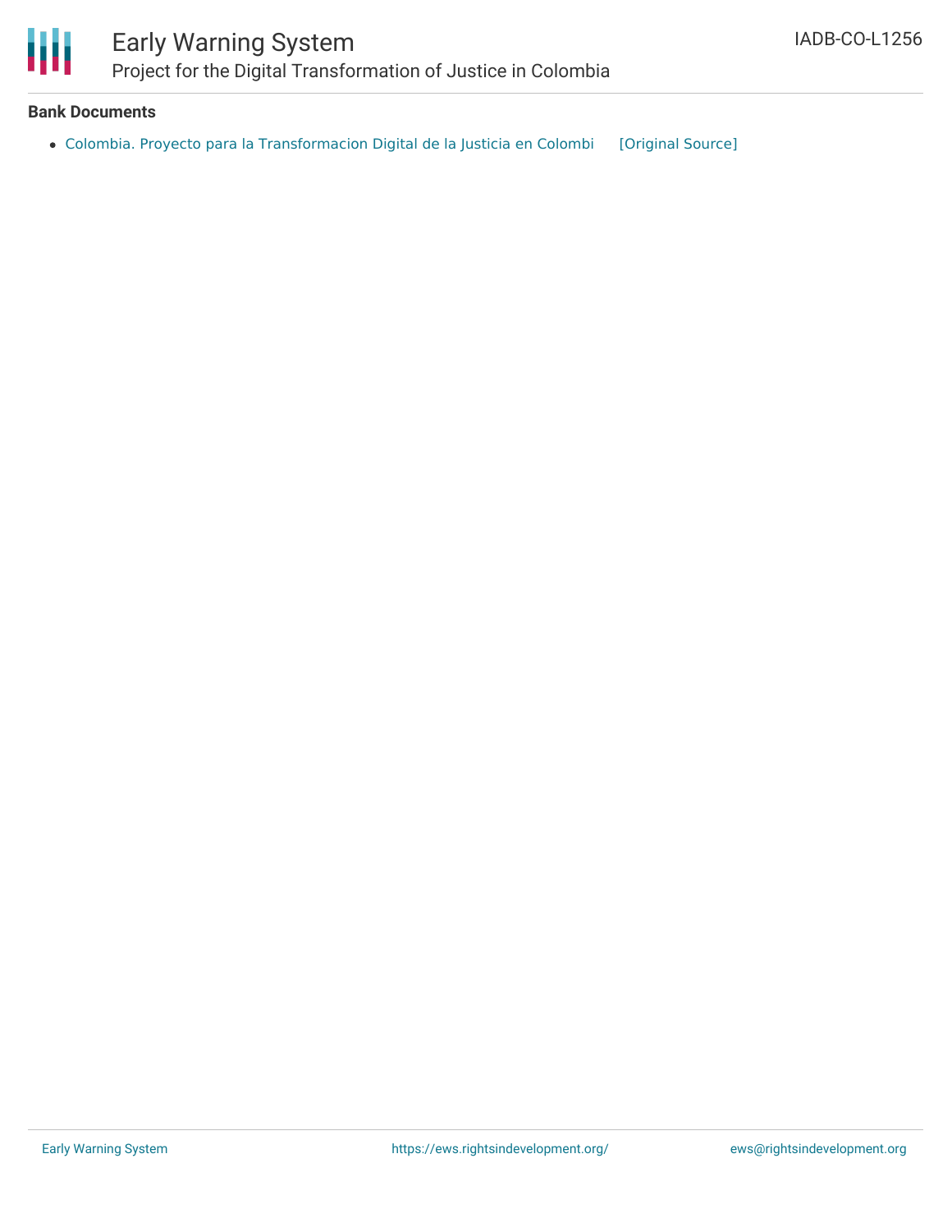**Bank Documents**

- Colombia. Proyecto para la Transformacion Digital de la Justicia en Colombi [Original Source]